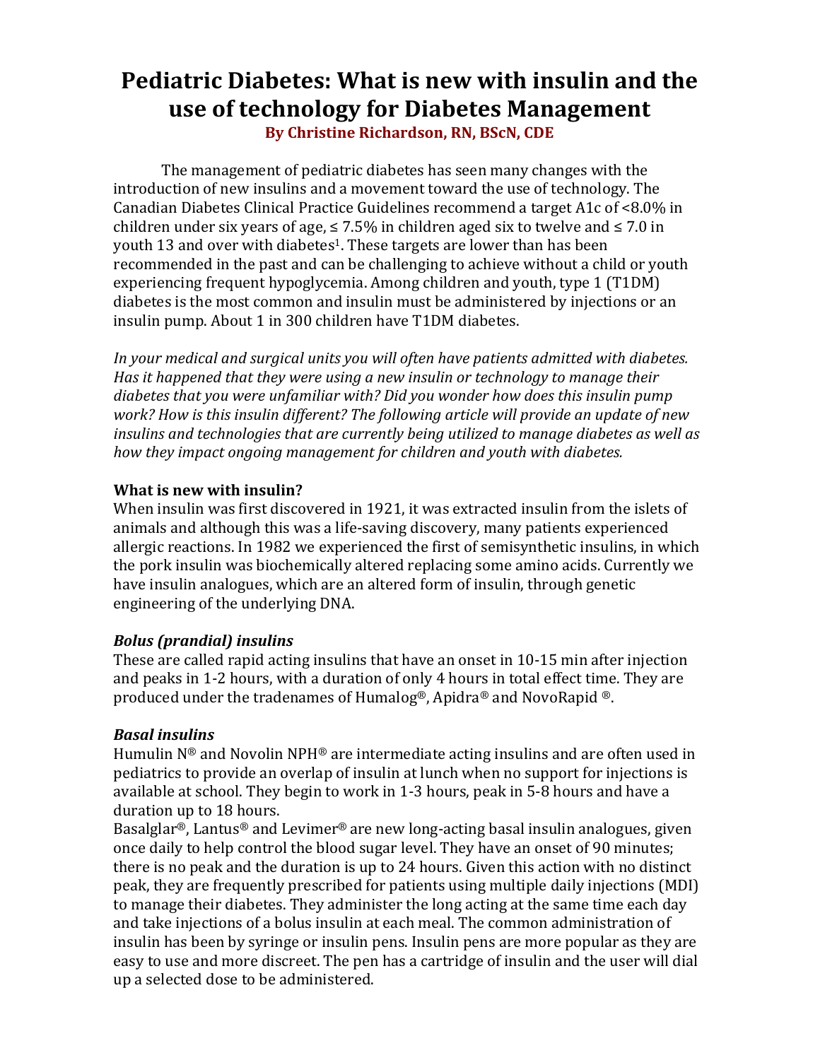# Pediatric Diabetes: What is new with insulin and the use of technology for Diabetes Management

**By Christine Richardson, RN, BScN, CDE**

The management of pediatric diabetes has seen many changes with the introduction of new insulins and a movement toward the use of technology. The Canadian Diabetes Clinical Practice Guidelines recommend a target A1c of <8.0% in children under six years of age, ≤ 7.5% in children aged six to twelve and ≤ 7.0 in youth 13 and over with diabetes[1]. These targets are lower than has been recommended in the past and can be challenging to achieve without a child or youth experiencing frequent hypoglycemia. Among children and youth, type 1 (T1DM) diabetes is the most common and insulin must be administered by injections or an insulin pump. About 1 in 300 children have T1DM diabetes.

*In your medical and surgical units you will often have patients admitted with diabetes. Has it happened that they were using a new insulin or technology to manage their diabetes that you were unfamiliar with? Did you wonder how does this insulin pump work? How is this insulin different? The following article will provide an update of new insulins and technologies that are currently being utilized to manage diabetes as well as how they impact ongoing management for children and youth with diabetes.*

**What is new with insulin?**

When insulin was first discovered in 1921, it was extracted insulin from the islets of animals and although this was a life-saving discovery, many patients experienced allergic reactions. In 1982 we experienced the first of semisynthetic insulins, in which the pork insulin was biochemically altered replacing some amino acids. Currently we have insulin analogues, which are an altered form of insulin, through genetic engineering of the underlying DNA.

***Bolus (prandial) insulins***

These are called rapid acting insulins that have an onset in 10-15 min after injection and peaks in 1-2 hours, with a duration of only 4 hours in total effect time. They are produced under the tradenames of Humalog®, Apidra® and NovoRapid ®.

***Basal insulins***

Humulin N® and Novolin NPH® are intermediate acting insulins and are often used in pediatrics to provide an overlap of insulin at lunch when no support for injections is available at school. They begin to work in 1-3 hours, peak in 5-8 hours and have a duration up to 18 hours.

Basalglar®, Lantus® and Levimer® are new long-acting basal insulin analogues, given once daily to help control the blood sugar level. They have an onset of 90 minutes; there is no peak and the duration is up to 24 hours. Given this action with no distinct peak, they are frequently prescribed for patients using multiple daily injections (MDI) to manage their diabetes. They administer the long acting at the same time each day and take injections of a bolus insulin at each meal. The common administration of insulin has been by syringe or insulin pens. Insulin pens are more popular as they are easy to use and more discreet. The pen has a cartridge of insulin and the user will dial up a selected dose to be administered.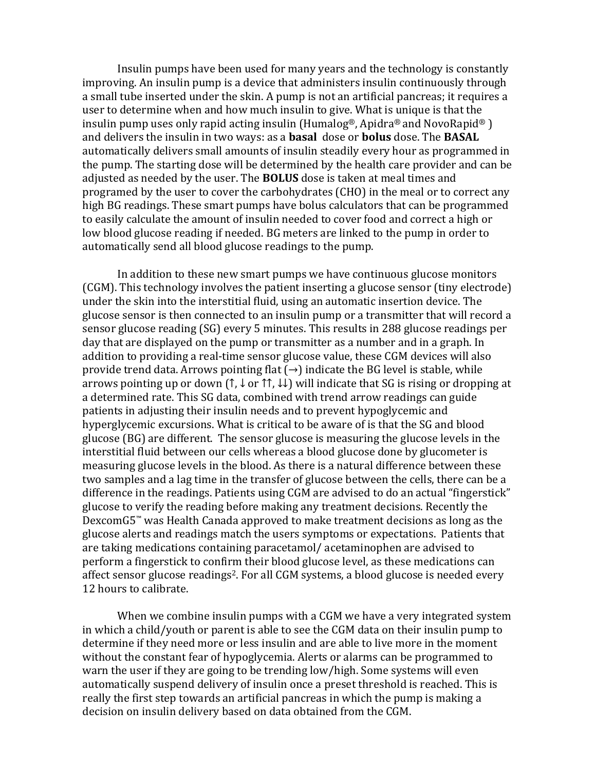Insulin pumps have been used for many years and the technology is constantly improving. An insulin pump is a device that administers insulin continuously through a small tube inserted under the skin. A pump is not an artificial pancreas; it requires a user to determine when and how much insulin to give. What is unique is that the insulin pump uses only rapid acting insulin (Humalog®, Apidra® and NovoRapid® ) and delivers the insulin in two ways: as a **basal** dose or **bolus** dose. The **BASAL** automatically delivers small amounts of insulin steadily every hour as programmed in the pump. The starting dose will be determined by the health care provider and can be adjusted as needed by the user. The **BOLUS** dose is taken at meal times and programed by the user to cover the carbohydrates (CHO) in the meal or to correct any high BG readings. These smart pumps have bolus calculators that can be programmed to easily calculate the amount of insulin needed to cover food and correct a high or low blood glucose reading if needed. BG meters are linked to the pump in order to automatically send all blood glucose readings to the pump.

In addition to these new smart pumps we have continuous glucose monitors (CGM). This technology involves the patient inserting a glucose sensor (tiny electrode) under the skin into the interstitial fluid, using an automatic insertion device. The glucose sensor is then connected to an insulin pump or a transmitter that will record a sensor glucose reading (SG) every 5 minutes. This results in 288 glucose readings per day that are displayed on the pump or transmitter as a number and in a graph. In addition to providing a real-time sensor glucose value, these CGM devices will also provide trend data. Arrows pointing flat (→) indicate the BG level is stable, while arrows pointing up or down (↑, ↓ or ↑↑, ↓↓) will indicate that SG is rising or dropping at a determined rate. This SG data, combined with trend arrow readings can guide patients in adjusting their insulin needs and to prevent hypoglycemic and hyperglycemic excursions. What is critical to be aware of is that the SG and blood glucose (BG) are different. The sensor glucose is measuring the glucose levels in the interstitial fluid between our cells whereas a blood glucose done by glucometer is measuring glucose levels in the blood. As there is a natural difference between these two samples and a lag time in the transfer of glucose between the cells, there can be a difference in the readings. Patients using CGM are advised to do an actual "fingerstick" glucose to verify the reading before making any treatment decisions. Recently the DexcomG5™ was Health Canada approved to make treatment decisions as long as the glucose alerts and readings match the users symptoms or expectations. Patients that are taking medications containing paracetamol/ acetaminophen are advised to perform a fingerstick to confirm their blood glucose level, as these medications can affect sensor glucose readings[2]. For all CGM systems, a blood glucose is needed every 12 hours to calibrate.

When we combine insulin pumps with a CGM we have a very integrated system in which a child/youth or parent is able to see the CGM data on their insulin pump to determine if they need more or less insulin and are able to live more in the moment without the constant fear of hypoglycemia. Alerts or alarms can be programmed to warn the user if they are going to be trending low/high. Some systems will even automatically suspend delivery of insulin once a preset threshold is reached. This is really the first step towards an artificial pancreas in which the pump is making a decision on insulin delivery based on data obtained from the CGM.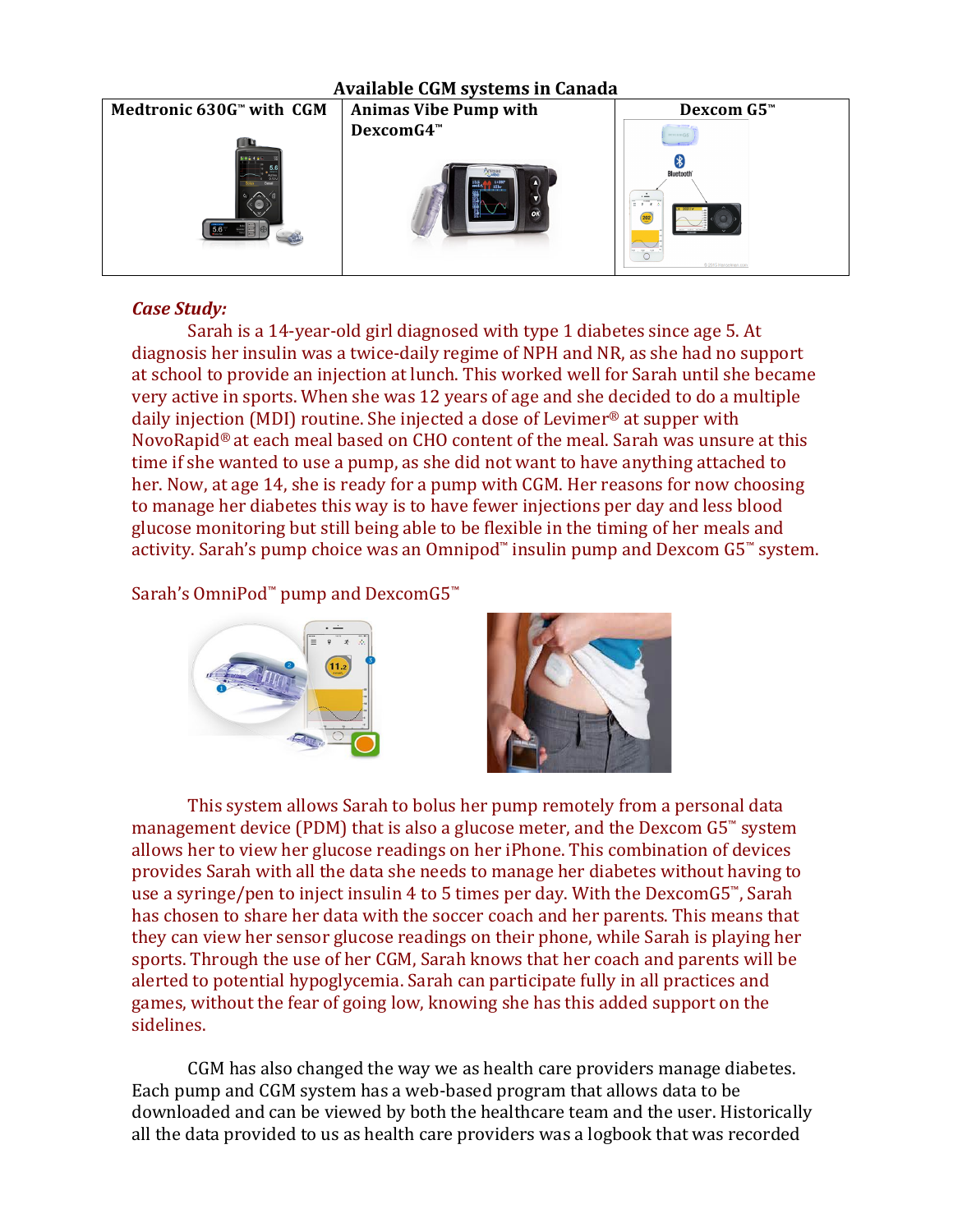**Available CGM systems in Canada**

| Medtronic 630G™ with CGM | Animas Vibe Pump with DexcomG4™ | Dexcom G5™ |
|---|---|---|
| | | |

***Case Study:***

Sarah is a 14-year-old girl diagnosed with type 1 diabetes since age 5. At diagnosis her insulin was a twice-daily regime of NPH and NR, as she had no support at school to provide an injection at lunch. This worked well for Sarah until she became very active in sports. When she was 12 years of age and she decided to do a multiple daily injection (MDI) routine. She injected a dose of Levimer® at supper with NovoRapid® at each meal based on CHO content of the meal. Sarah was unsure at this time if she wanted to use a pump, as she did not want to have anything attached to her. Now, at age 14, she is ready for a pump with CGM. Her reasons for now choosing to manage her diabetes this way is to have fewer injections per day and less blood glucose monitoring but still being able to be flexible in the timing of her meals and activity. Sarah's pump choice was an Omnipod™ insulin pump and Dexcom G5™ system.

Sarah's OmniPod™ pump and DexcomG5™

This system allows Sarah to bolus her pump remotely from a personal data management device (PDM) that is also a glucose meter, and the Dexcom G5™ system allows her to view her glucose readings on her iPhone. This combination of devices provides Sarah with all the data she needs to manage her diabetes without having to use a syringe/pen to inject insulin 4 to 5 times per day. With the DexcomG5™, Sarah has chosen to share her data with the soccer coach and her parents. This means that they can view her sensor glucose readings on their phone, while Sarah is playing her sports. Through the use of her CGM, Sarah knows that her coach and parents will be alerted to potential hypoglycemia. Sarah can participate fully in all practices and games, without the fear of going low, knowing she has this added support on the sidelines.

CGM has also changed the way we as health care providers manage diabetes. Each pump and CGM system has a web-based program that allows data to be downloaded and can be viewed by both the healthcare team and the user. Historically all the data provided to us as health care providers was a logbook that was recorded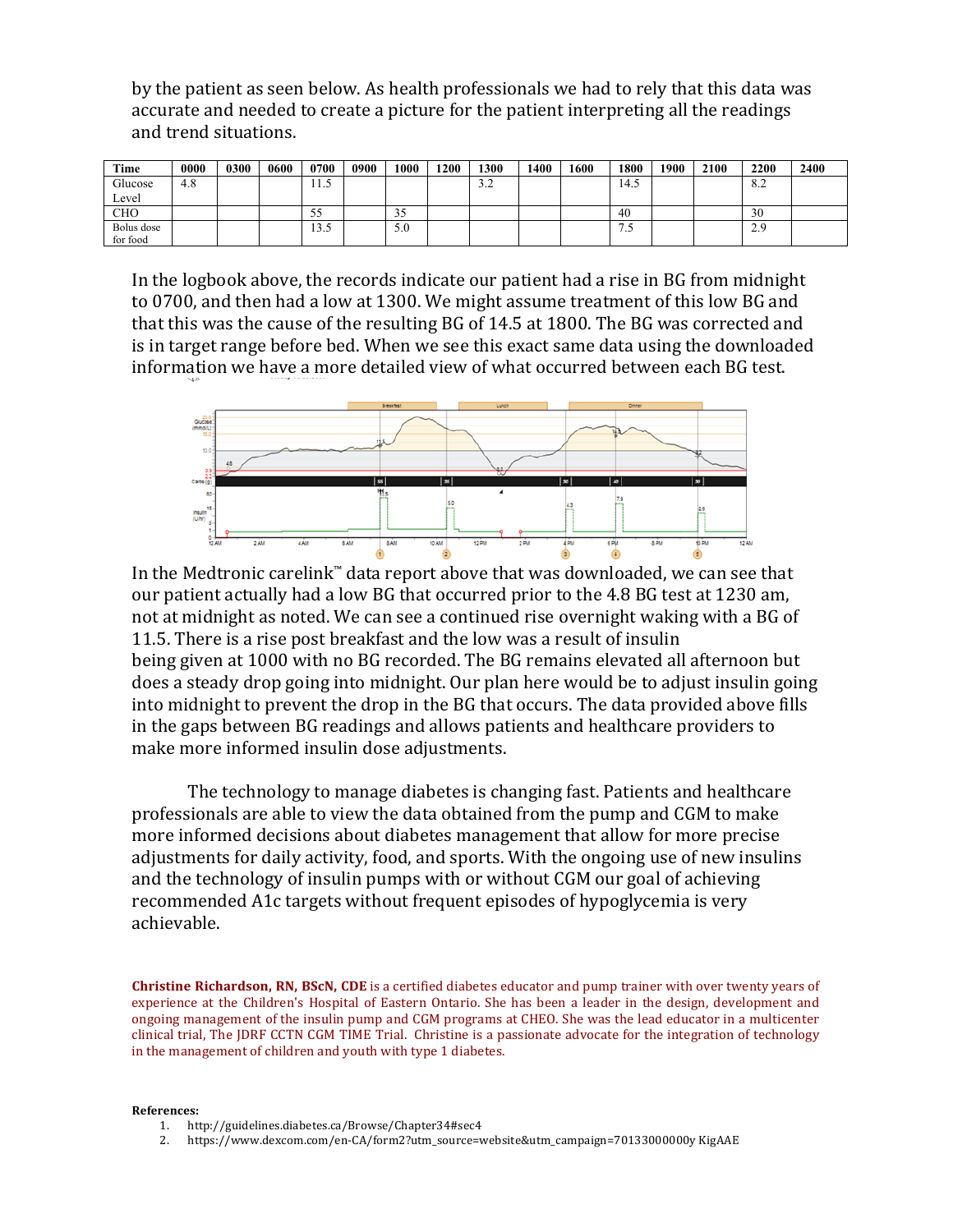by the patient as seen below. As health professionals we had to rely that this data was accurate and needed to create a picture for the patient interpreting all the readings and trend situations.

| Time | 0000 | 0300 | 0600 | 0700 | 0900 | 1000 | 1200 | 1300 | 1400 | 1600 | 1800 | 1900 | 2100 | 2200 | 2400 |
|---|---|---|---|---|---|---|---|---|---|---|---|---|---|---|---|
| Glucose Level | 4.8 | | | 11.5 | | | | 3.2 | | | 14.5 | | | 8.2 | |
| CHO | | | | 55 | | 35 | | | | | 40 | | | 30 | |
| Bolus dose for food | | | | 13.5 | | 5.0 | | | | | 7.5 | | | 2.9 | |

In the logbook above, the records indicate our patient had a rise in BG from midnight to 0700, and then had a low at 1300. We might assume treatment of this low BG and that this was the cause of the resulting BG of 14.5 at 1800. The BG was corrected and is in target range before bed. When we see this exact same data using the downloaded information we have a more detailed view of what occurred between each BG test.

Breakfast
Lunch
Dinner
Glucose (mmol/L)
20.0
15.0
10.0
3.9
2.2
4.8
11.5
3.2
14.5
8.2
Carbs (g)
55
35
30
40
30
Insulin (U/hr)
60
15
5
1
0
13.5
5.0
4.3
7.9
2.9
12 AM
2 AM
4 AM
6 AM
8AM
10 AM
12 PM
2 PM
4 PM
6 PM
8 PM
10 PM
12 AM
1
2
3
4
5

In the Medtronic carelink™ data report above that was downloaded, we can see that our patient actually had a low BG that occurred prior to the 4.8 BG test at 1230 am, not at midnight as noted. We can see a continued rise overnight waking with a BG of 11.5. There is a rise post breakfast and the low was a result of insulin being given at 1000 with no BG recorded. The BG remains elevated all afternoon but does a steady drop going into midnight. Our plan here would be to adjust insulin going into midnight to prevent the drop in the BG that occurs. The data provided above fills in the gaps between BG readings and allows patients and healthcare providers to make more informed insulin dose adjustments.

The technology to manage diabetes is changing fast. Patients and healthcare professionals are able to view the data obtained from the pump and CGM to make more informed decisions about diabetes management that allow for more precise adjustments for daily activity, food, and sports. With the ongoing use of new insulins and the technology of insulin pumps with or without CGM our goal of achieving recommended A1c targets without frequent episodes of hypoglycemia is very achievable.

**Christine Richardson, RN, BScN, CDE** is a certified diabetes educator and pump trainer with over twenty years of experience at the Children's Hospital of Eastern Ontario. She has been a leader in the design, development and ongoing management of the insulin pump and CGM programs at CHEO. She was the lead educator in a multicenter clinical trial, The JDRF CCTN CGM TIME Trial. Christine is a passionate advocate for the integration of technology in the management of children and youth with type 1 diabetes.

**References:**

1. http://guidelines.diabetes.ca/Browse/Chapter34#sec4
2. https://www.dexcom.com/en-CA/form2?utm_source=website&utm_campaign=70133000000y KigAAE